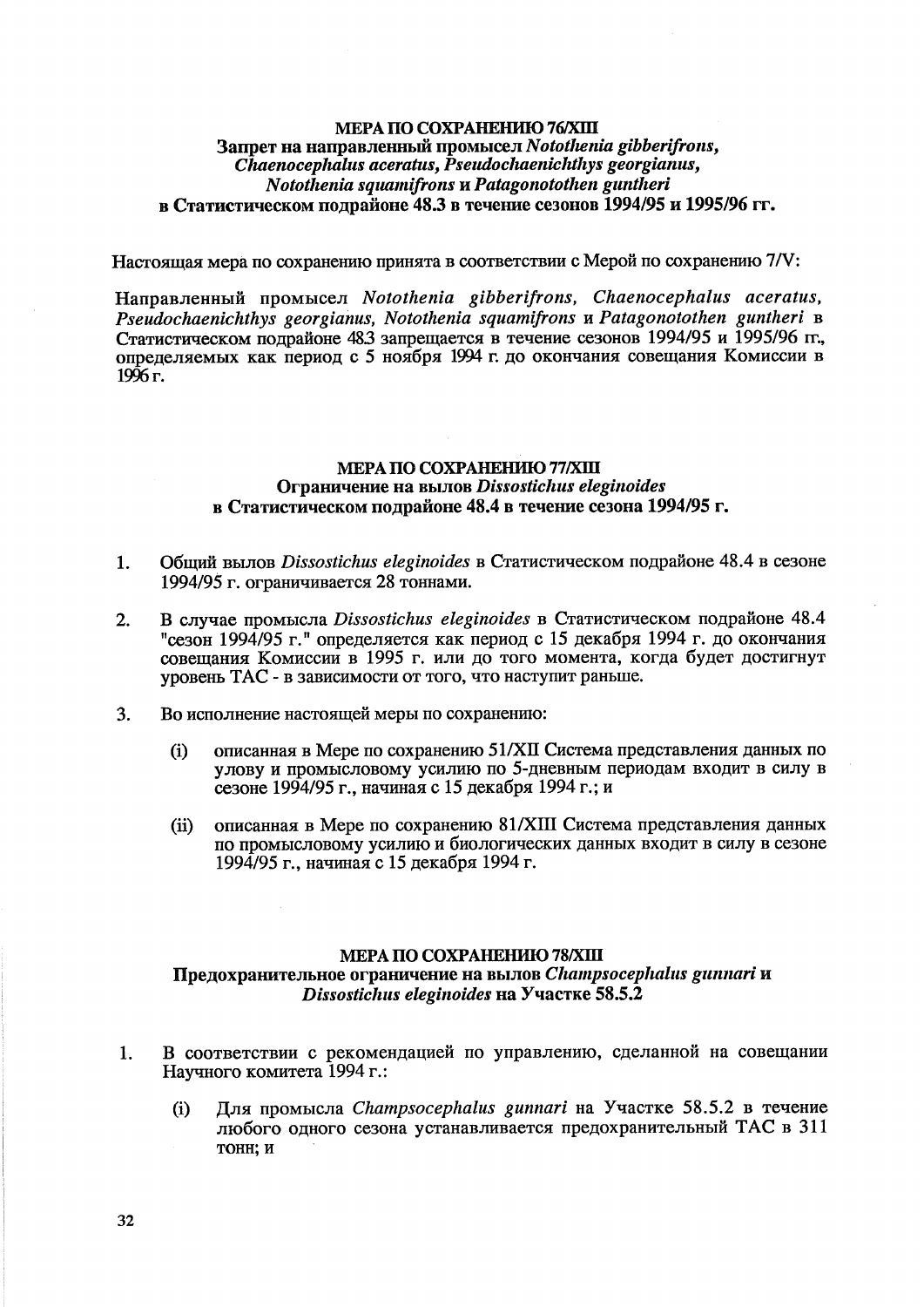## МЕРА ПО СОХРАНЕНИЮ 76/XIII
## Запрет на направленный промысел *Notothenia gibberifrons*, *Chaenocephalus aceratus*, *Pseudochaenichthys georgianus*, *Notothenia squamifrons* и *Patagonotothen guntheri* в Статистическом подрайоне 48.3 в течение сезонов 1994/95 и 1995/96 гг.

Настоящая мера по сохранению принята в соответствии с Мерой по сохранению 7/V:

Направленный промысел *Notothenia gibberifrons*, *Chaenocephalus aceratus*, *Pseudochaenichthys georgianus*, *Notothenia squamifrons* и *Patagonotothen guntheri* в Статистическом подрайоне 48.3 запрещается в течение сезонов 1994/95 и 1995/96 гг., определяемых как период с 5 ноября 1994 г. до окончания совещания Комиссии в 1996 г.

## МЕРА ПО СОХРАНЕНИЮ 77/XIII
## Ограничение на вылов *Dissostichus eleginoides* в Статистическом подрайоне 48.4 в течение сезона 1994/95 г.

1. Общий вылов *Dissostichus eleginoides* в Статистическом подрайоне 48.4 в сезоне 1994/95 г. ограничивается 28 тоннами.

2. В случае промысла *Dissostichus eleginoides* в Статистическом подрайоне 48.4 "сезон 1994/95 г." определяется как период с 15 декабря 1994 г. до окончания совещания Комиссии в 1995 г. или до того момента, когда будет достигнут уровень TAC - в зависимости от того, что наступит раньше.

3. Во исполнение настоящей меры по сохранению:

   (i) описанная в Мере по сохранению 51/XII Система представления данных по улову и промысловому усилию по 5-дневным периодам входит в силу в сезоне 1994/95 г., начиная с 15 декабря 1994 г.; и

   (ii) описанная в Мере по сохранению 81/XIII Система представления данных по промысловому усилию и биологических данных входит в силу в сезоне 1994/95 г., начиная с 15 декабря 1994 г.

## МЕРА ПО СОХРАНЕНИЮ 78/XIII
## Предохранительное ограничение на вылов *Champsocephalus gunnari* и *Dissostichus eleginoides* на Участке 58.5.2

1. В соответствии с рекомендацией по управлению, сделанной на совещании Научного комитета 1994 г.:

   (i) Для промысла *Champsocephalus gunnari* на Участке 58.5.2 в течение любого одного сезона устанавливается предохранительный TAC в 311 тонн; и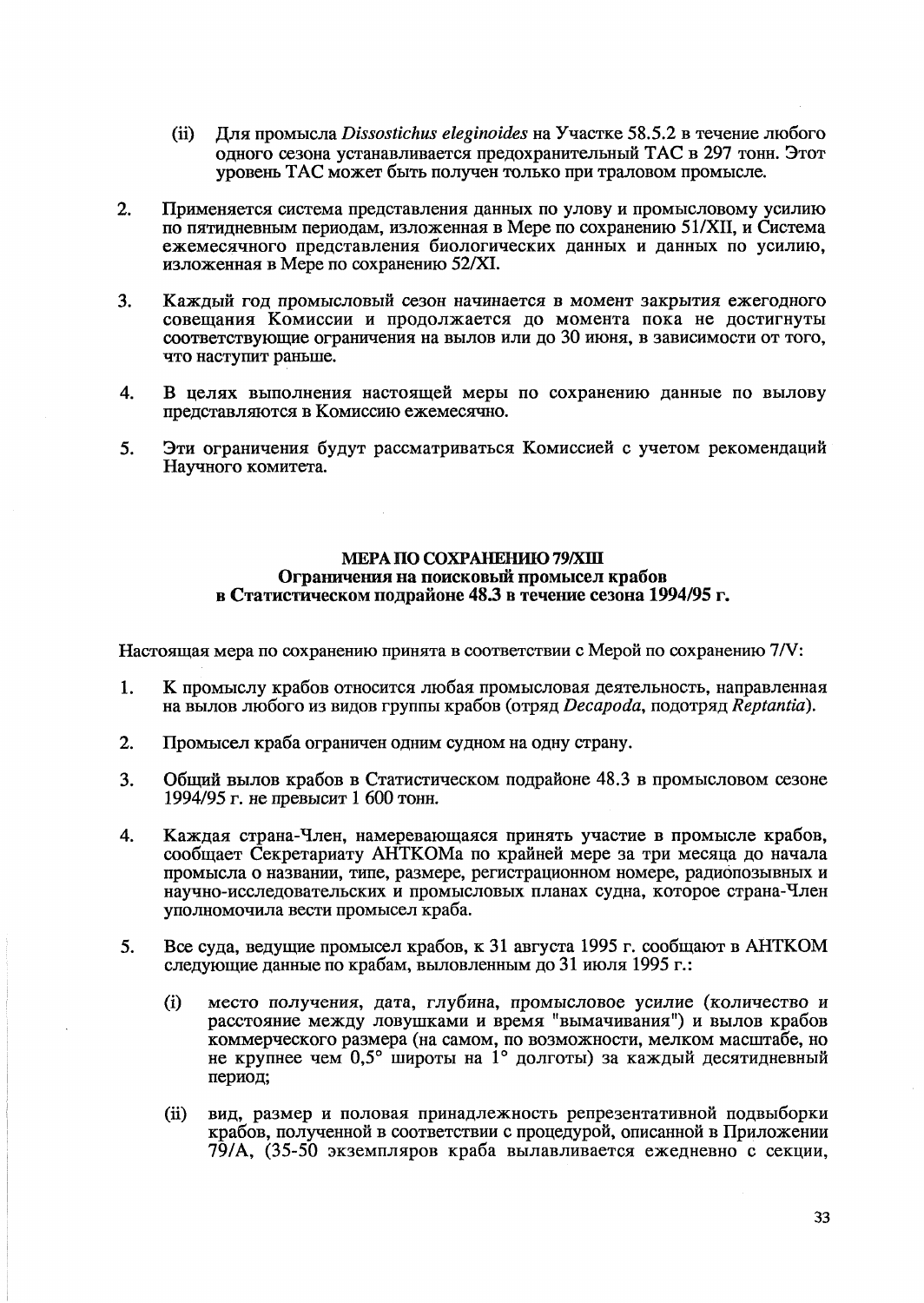(ii) Для промысла *Dissostichus eleginoides* на Участке 58.5.2 в течение любого одного сезона устанавливается предохранительный TAC в 297 тонн. Этот уровень TAC может быть получен только при траловом промысле.

2. Применяется система представления данных по улову и промысловому усилию по пятидневным периодам, изложенная в Мере по сохранению 51/XII, и Система ежемесячного представления биологических данных и данных по усилию, изложенная в Мере по сохранению 52/XI.

3. Каждый год промысловый сезон начинается в момент закрытия ежегодного совещания Комиссии и продолжается до момента пока не достигнуты соответствующие ограничения на вылов или до 30 июня, в зависимости от того, что наступит раньше.

4. В целях выполнения настоящей меры по сохранению данные по вылову представляются в Комиссию ежемесячно.

5. Эти ограничения будут рассматриваться Комиссией с учетом рекомендаций Научного комитета.

**МЕРА ПО СОХРАНЕНИЮ 79/XIII**
**Ограничения на поисковый промысел крабов в Статистическом подрайоне 48.3 в течение сезона 1994/95 г.**

Настоящая мера по сохранению принята в соответствии с Мерой по сохранению 7/V:

1. К промыслу крабов относится любая промысловая деятельность, направленная на вылов любого из видов группы крабов (отряд *Decapoda*, подотряд *Reptantia*).

2. Промысел краба ограничен одним судном на одну страну.

3. Общий вылов крабов в Статистическом подрайоне 48.3 в промысловом сезоне 1994/95 г. не превысит 1 600 тонн.

4. Каждая страна-Член, намеревающаяся принять участие в промысле крабов, сообщает Секретариату АНТКОМа по крайней мере за три месяца до начала промысла о названии, типе, размере, регистрационном номере, радиопозывных и научно-исследовательских и промысловых планах судна, которое страна-Член уполномочила вести промысел краба.

5. Все суда, ведущие промысел крабов, к 31 августа 1995 г. сообщают в АНТКОМ следующие данные по крабам, выловленным до 31 июля 1995 г.:

   (i) место получения, дата, глубина, промысловое усилие (количество и расстояние между ловушками и время "вымачивания") и вылов крабов коммерческого размера (на самом, по возможности, мелком масштабе, но не крупнее чем 0,5° широты на 1° долготы) за каждый десятидневный период;

   (ii) вид, размер и половая принадлежность репрезентативной подвыборки крабов, полученной в соответствии с процедурой, описанной в Приложении 79/A, (35-50 экземпляров краба вылавливается ежедневно с секции,